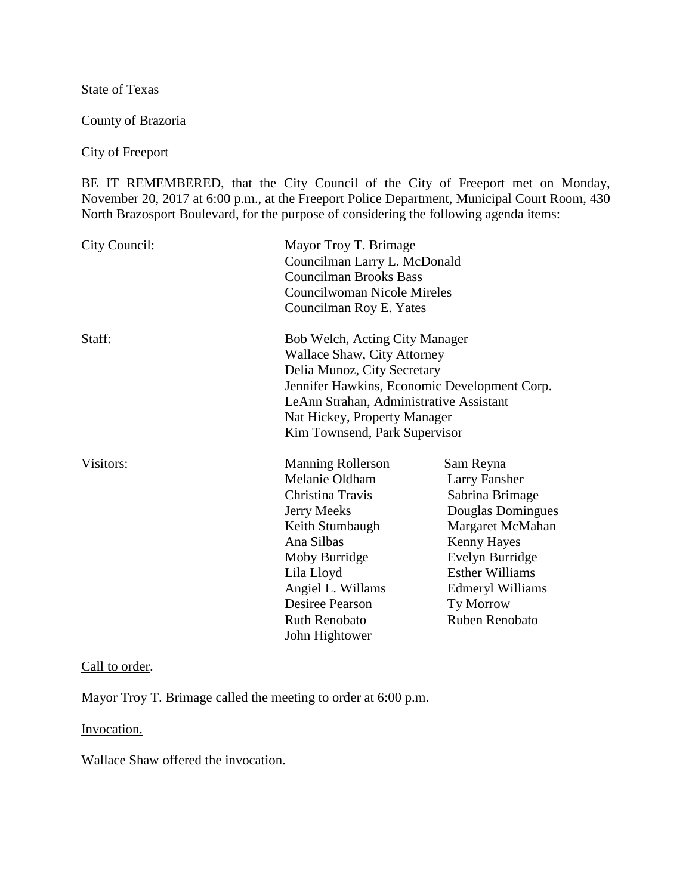State of Texas

County of Brazoria

City of Freeport

BE IT REMEMBERED, that the City Council of the City of Freeport met on Monday, November 20, 2017 at 6:00 p.m., at the Freeport Police Department, Municipal Court Room, 430 North Brazosport Boulevard, for the purpose of considering the following agenda items:

| | | |
|---|---|---|
| City Council: | Mayor Troy T. Brimage | |
| | Councilman Larry L. McDonald | |
| | Councilman Brooks Bass | |
| | Councilwoman Nicole Mireles | |
| | Councilman Roy E. Yates | |
| Staff: | Bob Welch, Acting City Manager | |
| | Wallace Shaw, City Attorney | |
| | Delia Munoz, City Secretary | |
| | Jennifer Hawkins, Economic Development Corp. | |
| | LeAnn Strahan, Administrative Assistant | |
| | Nat Hickey, Property Manager | |
| | Kim Townsend, Park Supervisor | |
| Visitors: | Manning Rollerson | Sam Reyna |
| | Melanie Oldham | Larry Fansher |
| | Christina Travis | Sabrina Brimage |
| | Jerry Meeks | Douglas Domingues |
| | Keith Stumbaugh | Margaret McMahan |
| | Ana Silbas | Kenny Hayes |
| | Moby Burridge | Evelyn Burridge |
| | Lila Lloyd | Esther Williams |
| | Angiel L. Willams | Edmeryl Williams |
| | Desiree Pearson | Ty Morrow |
| | Ruth Renobato | Ruben Renobato |
| | John Hightower | |

Call to order.

Mayor Troy T. Brimage called the meeting to order at 6:00 p.m.

Invocation.

Wallace Shaw offered the invocation.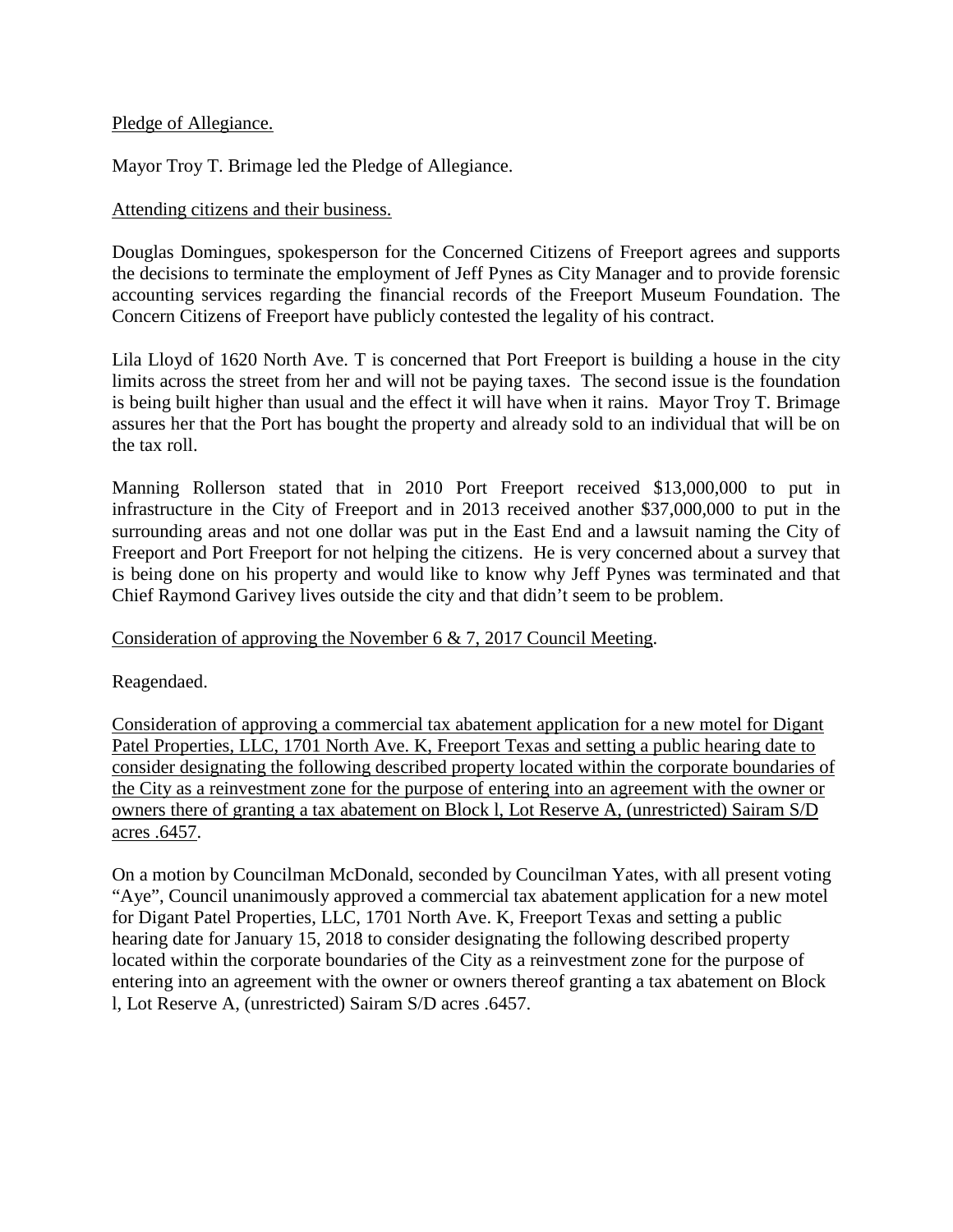Pledge of Allegiance.

Mayor Troy T. Brimage led the Pledge of Allegiance.

Attending citizens and their business.

Douglas Domingues, spokesperson for the Concerned Citizens of Freeport agrees and supports the decisions to terminate the employment of Jeff Pynes as City Manager and to provide forensic accounting services regarding the financial records of the Freeport Museum Foundation. The Concern Citizens of Freeport have publicly contested the legality of his contract.

Lila Lloyd of 1620 North Ave. T is concerned that Port Freeport is building a house in the city limits across the street from her and will not be paying taxes. The second issue is the foundation is being built higher than usual and the effect it will have when it rains. Mayor Troy T. Brimage assures her that the Port has bought the property and already sold to an individual that will be on the tax roll.

Manning Rollerson stated that in 2010 Port Freeport received $13,000,000 to put in infrastructure in the City of Freeport and in 2013 received another $37,000,000 to put in the surrounding areas and not one dollar was put in the East End and a lawsuit naming the City of Freeport and Port Freeport for not helping the citizens. He is very concerned about a survey that is being done on his property and would like to know why Jeff Pynes was terminated and that Chief Raymond Garivey lives outside the city and that didn't seem to be problem.

Consideration of approving the November 6 & 7, 2017 Council Meeting.

Reagendaed.

Consideration of approving a commercial tax abatement application for a new motel for Digant Patel Properties, LLC, 1701 North Ave. K, Freeport Texas and setting a public hearing date to consider designating the following described property located within the corporate boundaries of the City as a reinvestment zone for the purpose of entering into an agreement with the owner or owners there of granting a tax abatement on Block l, Lot Reserve A, (unrestricted) Sairam S/D acres .6457.

On a motion by Councilman McDonald, seconded by Councilman Yates, with all present voting "Aye", Council unanimously approved a commercial tax abatement application for a new motel for Digant Patel Properties, LLC, 1701 North Ave. K, Freeport Texas and setting a public hearing date for January 15, 2018 to consider designating the following described property located within the corporate boundaries of the City as a reinvestment zone for the purpose of entering into an agreement with the owner or owners thereof granting a tax abatement on Block l, Lot Reserve A, (unrestricted) Sairam S/D acres .6457.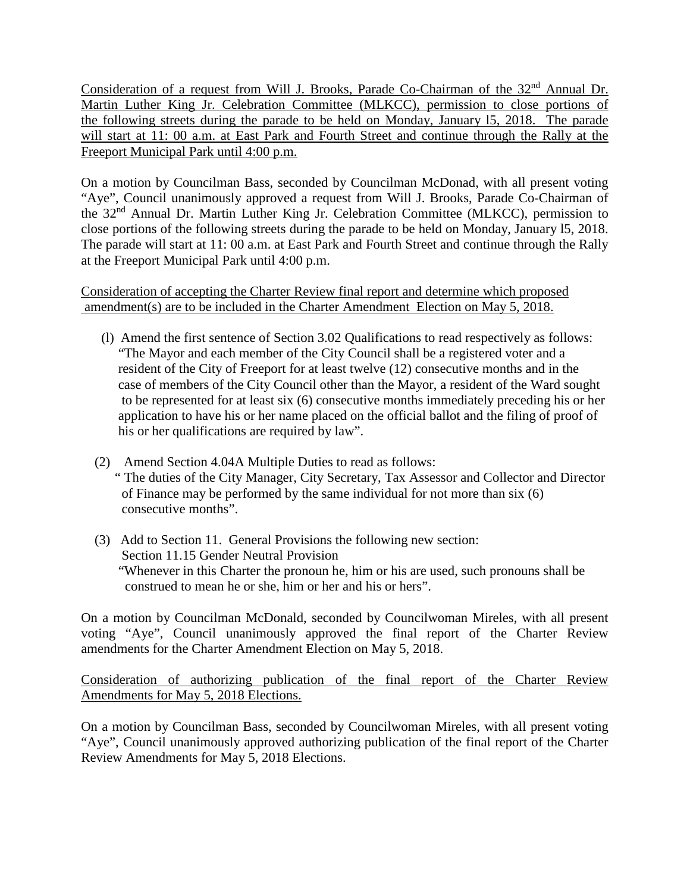Consideration of a request from Will J. Brooks, Parade Co-Chairman of the 32nd Annual Dr. Martin Luther King Jr. Celebration Committee (MLKCC), permission to close portions of the following streets during the parade to be held on Monday, January l5, 2018. The parade will start at 11: 00 a.m. at East Park and Fourth Street and continue through the Rally at the Freeport Municipal Park until 4:00 p.m.

On a motion by Councilman Bass, seconded by Councilman McDonad, with all present voting "Aye", Council unanimously approved a request from Will J. Brooks, Parade Co-Chairman of the 32nd Annual Dr. Martin Luther King Jr. Celebration Committee (MLKCC), permission to close portions of the following streets during the parade to be held on Monday, January l5, 2018. The parade will start at 11: 00 a.m. at East Park and Fourth Street and continue through the Rally at the Freeport Municipal Park until 4:00 p.m.

Consideration of accepting the Charter Review final report and determine which proposed amendment(s) are to be included in the Charter Amendment Election on May 5, 2018.

(l) Amend the first sentence of Section 3.02 Qualifications to read respectively as follows: "The Mayor and each member of the City Council shall be a registered voter and a resident of the City of Freeport for at least twelve (12) consecutive months and in the case of members of the City Council other than the Mayor, a resident of the Ward sought to be represented for at least six (6) consecutive months immediately preceding his or her application to have his or her name placed on the official ballot and the filing of proof of his or her qualifications are required by law".

(2) Amend Section 4.04A Multiple Duties to read as follows: " The duties of the City Manager, City Secretary, Tax Assessor and Collector and Director of Finance may be performed by the same individual for not more than six (6) consecutive months".

(3) Add to Section 11. General Provisions the following new section:
Section 11.15 Gender Neutral Provision
"Whenever in this Charter the pronoun he, him or his are used, such pronouns shall be construed to mean he or she, him or her and his or hers".

On a motion by Councilman McDonald, seconded by Councilwoman Mireles, with all present voting "Aye", Council unanimously approved the final report of the Charter Review amendments for the Charter Amendment Election on May 5, 2018.

Consideration of authorizing publication of the final report of the Charter Review Amendments for May 5, 2018 Elections.

On a motion by Councilman Bass, seconded by Councilwoman Mireles, with all present voting "Aye", Council unanimously approved authorizing publication of the final report of the Charter Review Amendments for May 5, 2018 Elections.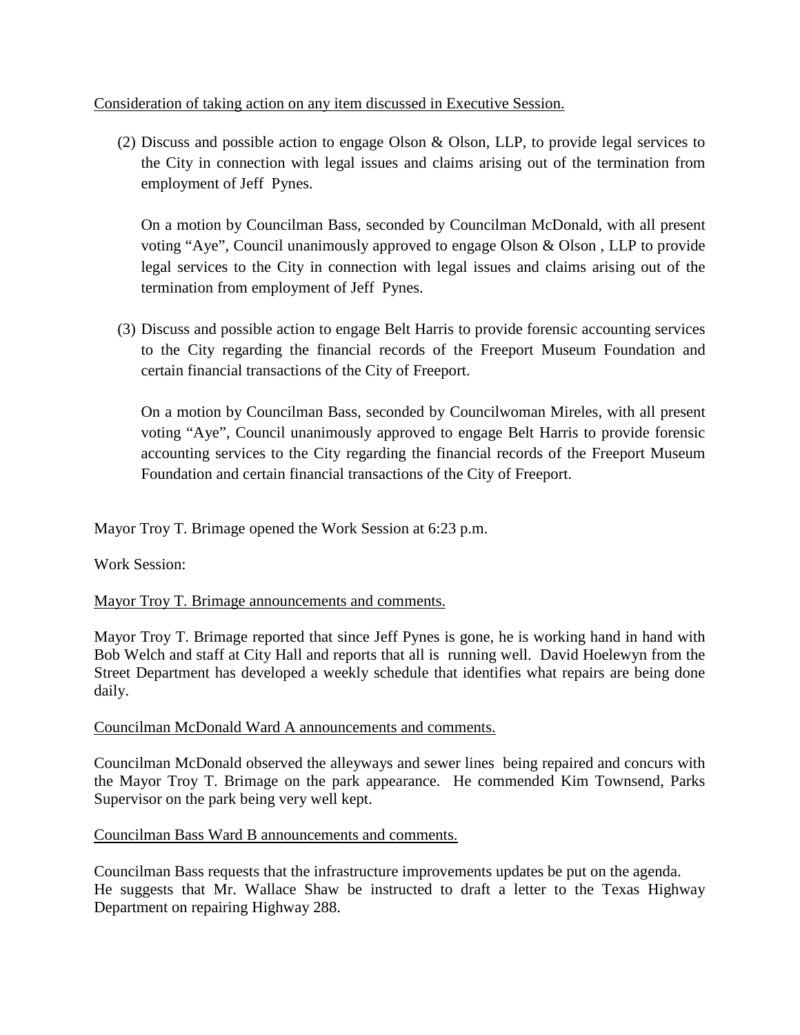Consideration of taking action on any item discussed in Executive Session.

(2) Discuss and possible action to engage Olson & Olson, LLP, to provide legal services to the City in connection with legal issues and claims arising out of the termination from employment of Jeff Pynes.

   On a motion by Councilman Bass, seconded by Councilman McDonald, with all present voting "Aye", Council unanimously approved to engage Olson & Olson , LLP to provide legal services to the City in connection with legal issues and claims arising out of the termination from employment of Jeff Pynes.

(3) Discuss and possible action to engage Belt Harris to provide forensic accounting services to the City regarding the financial records of the Freeport Museum Foundation and certain financial transactions of the City of Freeport.

   On a motion by Councilman Bass, seconded by Councilwoman Mireles, with all present voting "Aye", Council unanimously approved to engage Belt Harris to provide forensic accounting services to the City regarding the financial records of the Freeport Museum Foundation and certain financial transactions of the City of Freeport.

Mayor Troy T. Brimage opened the Work Session at 6:23 p.m.

Work Session:

Mayor Troy T. Brimage announcements and comments.

Mayor Troy T. Brimage reported that since Jeff Pynes is gone, he is working hand in hand with Bob Welch and staff at City Hall and reports that all is running well. David Hoelewyn from the Street Department has developed a weekly schedule that identifies what repairs are being done daily.

Councilman McDonald Ward A announcements and comments.

Councilman McDonald observed the alleyways and sewer lines being repaired and concurs with the Mayor Troy T. Brimage on the park appearance. He commended Kim Townsend, Parks Supervisor on the park being very well kept.

Councilman Bass Ward B announcements and comments.

Councilman Bass requests that the infrastructure improvements updates be put on the agenda.
He suggests that Mr. Wallace Shaw be instructed to draft a letter to the Texas Highway Department on repairing Highway 288.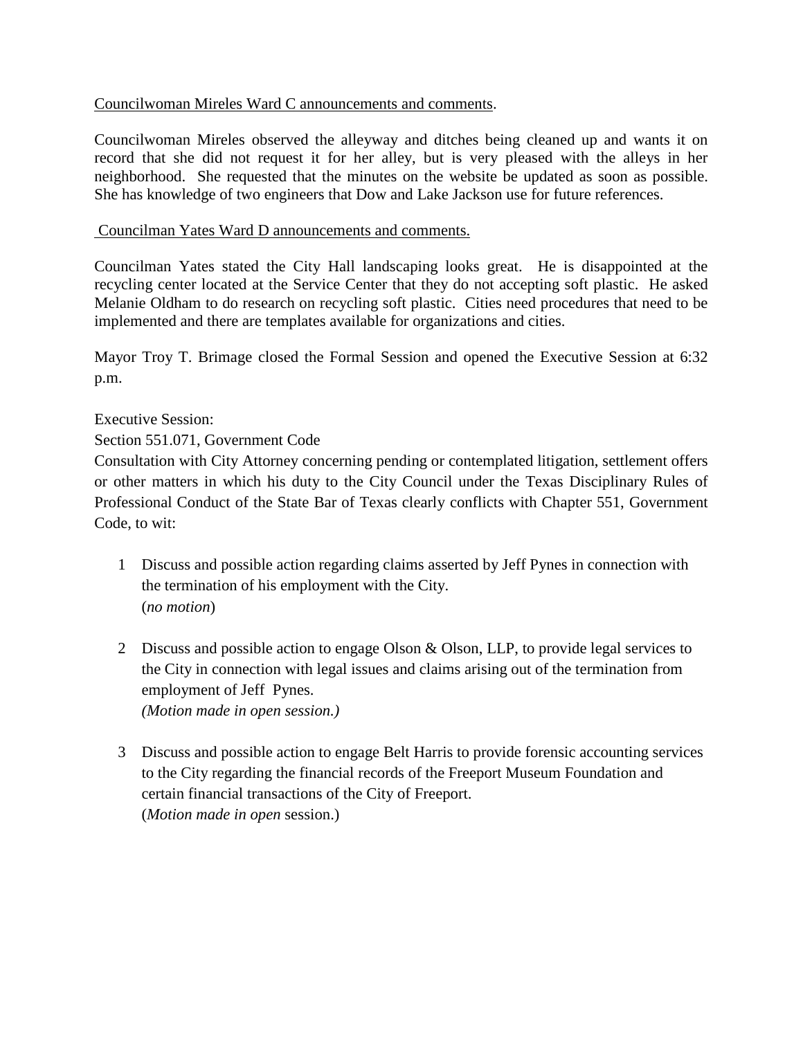Councilwoman Mireles Ward C announcements and comments.

Councilwoman Mireles observed the alleyway and ditches being cleaned up and wants it on record that she did not request it for her alley, but is very pleased with the alleys in her neighborhood. She requested that the minutes on the website be updated as soon as possible. She has knowledge of two engineers that Dow and Lake Jackson use for future references.

Councilman Yates Ward D announcements and comments.

Councilman Yates stated the City Hall landscaping looks great. He is disappointed at the recycling center located at the Service Center that they do not accepting soft plastic. He asked Melanie Oldham to do research on recycling soft plastic. Cities need procedures that need to be implemented and there are templates available for organizations and cities.

Mayor Troy T. Brimage closed the Formal Session and opened the Executive Session at 6:32 p.m.

Executive Session:
Section 551.071, Government Code
Consultation with City Attorney concerning pending or contemplated litigation, settlement offers or other matters in which his duty to the City Council under the Texas Disciplinary Rules of Professional Conduct of the State Bar of Texas clearly conflicts with Chapter 551, Government Code, to wit:

1. Discuss and possible action regarding claims asserted by Jeff Pynes in connection with the termination of his employment with the City.
   (*no motion*)

2. Discuss and possible action to engage Olson & Olson, LLP, to provide legal services to the City in connection with legal issues and claims arising out of the termination from employment of Jeff Pynes.
   *(Motion made in open session.)*

3. Discuss and possible action to engage Belt Harris to provide forensic accounting services to the City regarding the financial records of the Freeport Museum Foundation and certain financial transactions of the City of Freeport.
   (*Motion made in open* session.)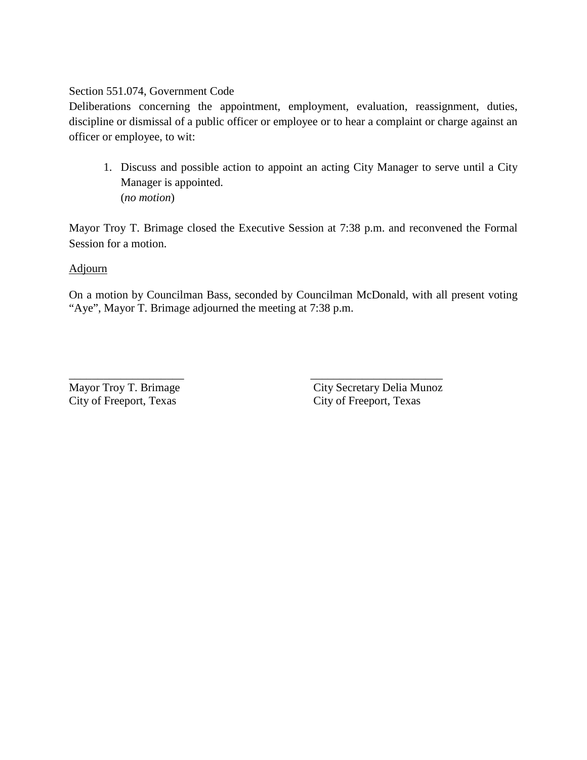Section 551.074, Government Code

Deliberations concerning the appointment, employment, evaluation, reassignment, duties, discipline or dismissal of a public officer or employee or to hear a complaint or charge against an officer or employee, to wit:

1. Discuss and possible action to appoint an acting City Manager to serve until a City Manager is appointed.
   (*no motion*)

Mayor Troy T. Brimage closed the Executive Session at 7:38 p.m. and reconvened the Formal Session for a motion.

Adjourn

On a motion by Councilman Bass, seconded by Councilman McDonald, with all present voting "Aye", Mayor T. Brimage adjourned the meeting at 7:38 p.m.

\_\_\_\_\_\_\_\_\_\_\_\_\_\_\_\_\_\_\_\_
Mayor Troy T. Brimage
City of Freeport, Texas

\_\_\_\_\_\_\_\_\_\_\_\_\_\_\_\_\_\_\_\_
City Secretary Delia Munoz
City of Freeport, Texas